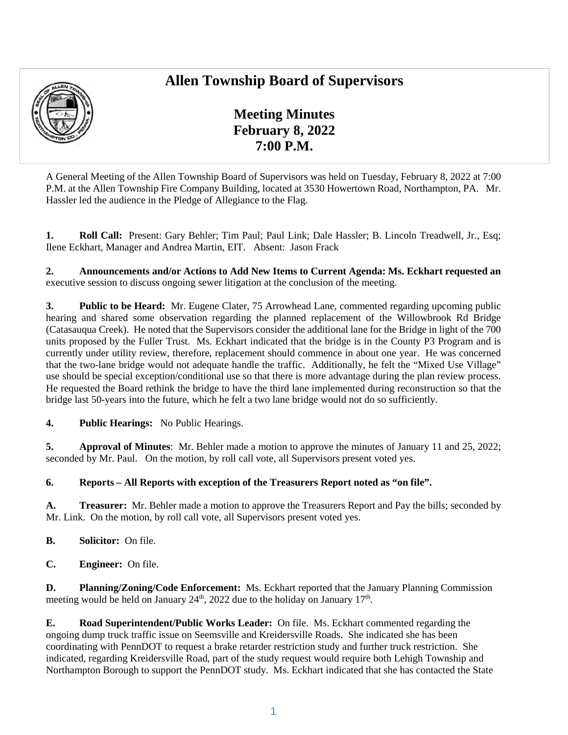# Allen Township Board of Supervisors

## Meeting Minutes
## February 8, 2022
## 7:00 P.M.

A General Meeting of the Allen Township Board of Supervisors was held on Tuesday, February 8, 2022 at 7:00 P.M. at the Allen Township Fire Company Building, located at 3530 Howertown Road, Northampton, PA. Mr. Hassler led the audience in the Pledge of Allegiance to the Flag.

**1. Roll Call:** Present: Gary Behler; Tim Paul; Paul Link; Dale Hassler; B. Lincoln Treadwell, Jr., Esq; Ilene Eckhart, Manager and Andrea Martin, EIT. Absent: Jason Frack

**2. Announcements and/or Actions to Add New Items to Current Agenda: Ms. Eckhart requested an** executive session to discuss ongoing sewer litigation at the conclusion of the meeting.

**3. Public to be Heard:** Mr. Eugene Clater, 75 Arrowhead Lane, commented regarding upcoming public hearing and shared some observation regarding the planned replacement of the Willowbrook Rd Bridge (Catasauqua Creek). He noted that the Supervisors consider the additional lane for the Bridge in light of the 700 units proposed by the Fuller Trust. Ms. Eckhart indicated that the bridge is in the County P3 Program and is currently under utility review, therefore, replacement should commence in about one year. He was concerned that the two-lane bridge would not adequate handle the traffic. Additionally, he felt the "Mixed Use Village" use should be special exception/conditional use so that there is more advantage during the plan review process. He requested the Board rethink the bridge to have the third lane implemented during reconstruction so that the bridge last 50-years into the future, which he felt a two lane bridge would not do so sufficiently.

**4. Public Hearings:** No Public Hearings.

**5. Approval of Minutes**: Mr. Behler made a motion to approve the minutes of January 11 and 25, 2022; seconded by Mr. Paul. On the motion, by roll call vote, all Supervisors present voted yes.

**6. Reports – All Reports with exception of the Treasurers Report noted as "on file".**

**A. Treasurer:** Mr. Behler made a motion to approve the Treasurers Report and Pay the bills; seconded by Mr. Link. On the motion, by roll call vote, all Supervisors present voted yes.

**B. Solicitor:** On file.

**C. Engineer:** On file.

**D. Planning/Zoning/Code Enforcement:** Ms. Eckhart reported that the January Planning Commission meeting would be held on January 24th, 2022 due to the holiday on January 17th.

**E. Road Superintendent/Public Works Leader:** On file. Ms. Eckhart commented regarding the ongoing dump truck traffic issue on Seemsville and Kreidersville Roads. She indicated she has been coordinating with PennDOT to request a brake retarder restriction study and further truck restriction. She indicated, regarding Kreidersville Road, part of the study request would require both Lehigh Township and Northampton Borough to support the PennDOT study. Ms. Eckhart indicated that she has contacted the State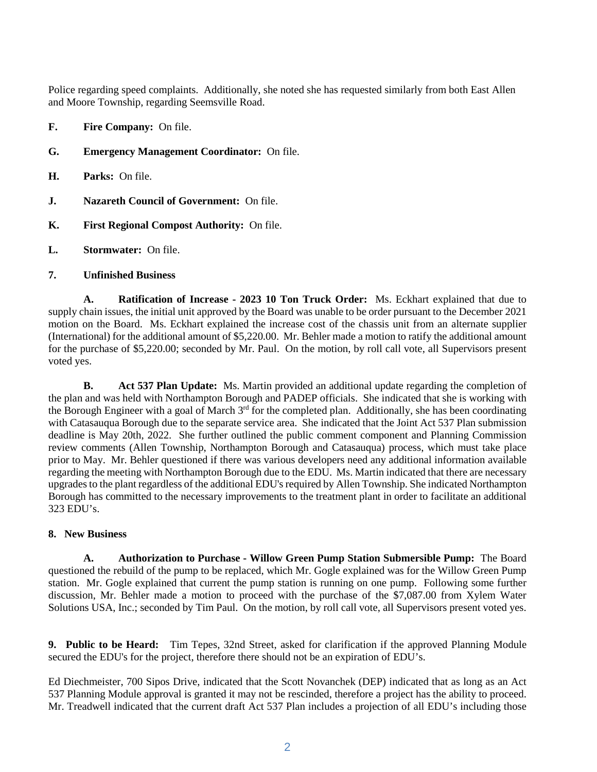Police regarding speed complaints. Additionally, she noted she has requested similarly from both East Allen and Moore Township, regarding Seemsville Road.

**F. Fire Company:** On file.

**G. Emergency Management Coordinator:** On file.

**H. Parks:** On file.

**J. Nazareth Council of Government:** On file.

**K. First Regional Compost Authority:** On file.

**L. Stormwater:** On file.

**7. Unfinished Business**

**A. Ratification of Increase - 2023 10 Ton Truck Order:** Ms. Eckhart explained that due to supply chain issues, the initial unit approved by the Board was unable to be order pursuant to the December 2021 motion on the Board. Ms. Eckhart explained the increase cost of the chassis unit from an alternate supplier (International) for the additional amount of $5,220.00. Mr. Behler made a motion to ratify the additional amount for the purchase of $5,220.00; seconded by Mr. Paul. On the motion, by roll call vote, all Supervisors present voted yes.

**B. Act 537 Plan Update:** Ms. Martin provided an additional update regarding the completion of the plan and was held with Northampton Borough and PADEP officials. She indicated that she is working with the Borough Engineer with a goal of March 3rd for the completed plan. Additionally, she has been coordinating with Catasauqua Borough due to the separate service area. She indicated that the Joint Act 537 Plan submission deadline is May 20th, 2022. She further outlined the public comment component and Planning Commission review comments (Allen Township, Northampton Borough and Catasauqua) process, which must take place prior to May. Mr. Behler questioned if there was various developers need any additional information available regarding the meeting with Northampton Borough due to the EDU. Ms. Martin indicated that there are necessary upgrades to the plant regardless of the additional EDU's required by Allen Township. She indicated Northampton Borough has committed to the necessary improvements to the treatment plant in order to facilitate an additional 323 EDU's.

**8. New Business**

**A. Authorization to Purchase - Willow Green Pump Station Submersible Pump:** The Board questioned the rebuild of the pump to be replaced, which Mr. Gogle explained was for the Willow Green Pump station. Mr. Gogle explained that current the pump station is running on one pump. Following some further discussion, Mr. Behler made a motion to proceed with the purchase of the $7,087.00 from Xylem Water Solutions USA, Inc.; seconded by Tim Paul. On the motion, by roll call vote, all Supervisors present voted yes.

**9. Public to be Heard:** Tim Tepes, 32nd Street, asked for clarification if the approved Planning Module secured the EDU's for the project, therefore there should not be an expiration of EDU's.

Ed Diechmeister, 700 Sipos Drive, indicated that the Scott Novanchek (DEP) indicated that as long as an Act 537 Planning Module approval is granted it may not be rescinded, therefore a project has the ability to proceed. Mr. Treadwell indicated that the current draft Act 537 Plan includes a projection of all EDU's including those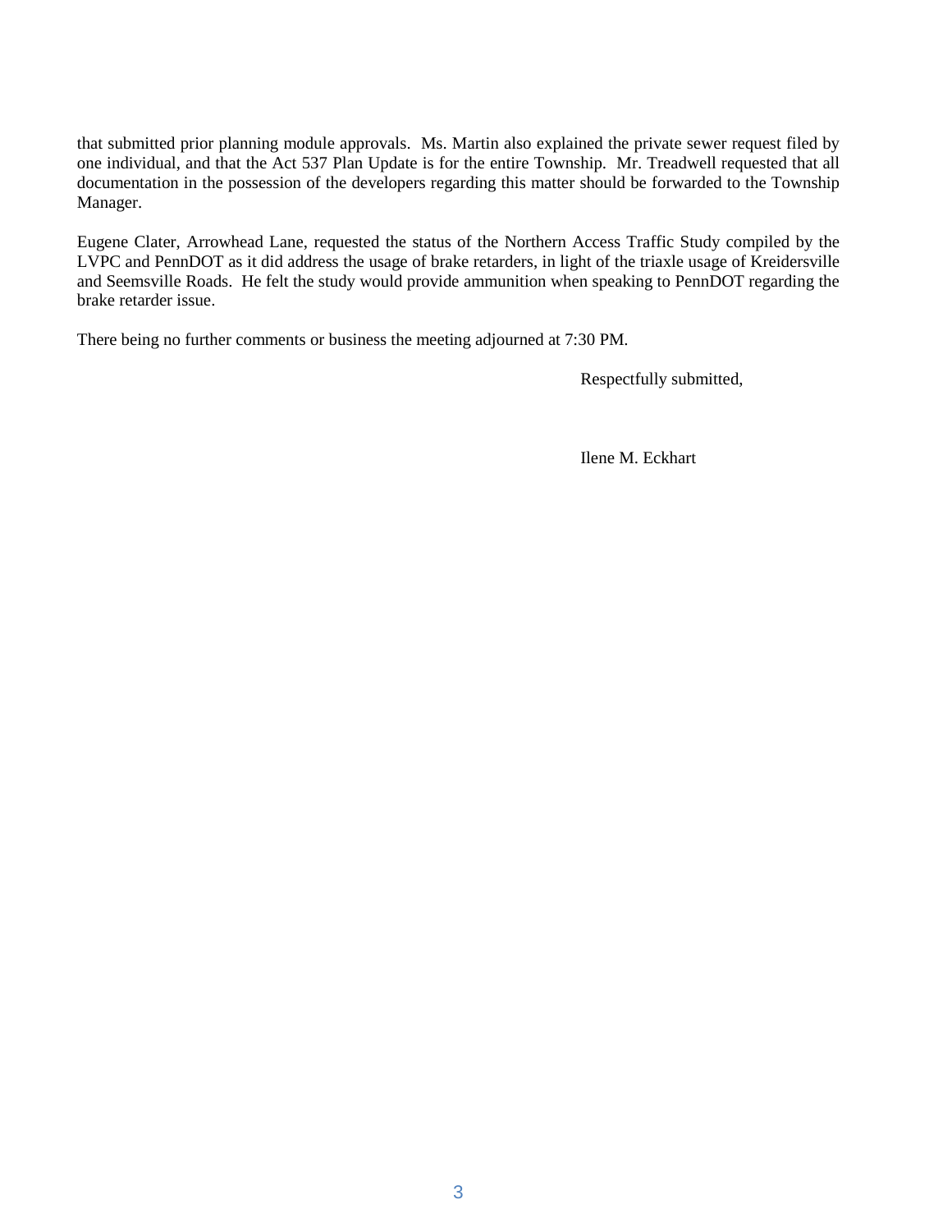that submitted prior planning module approvals. Ms. Martin also explained the private sewer request filed by one individual, and that the Act 537 Plan Update is for the entire Township. Mr. Treadwell requested that all documentation in the possession of the developers regarding this matter should be forwarded to the Township Manager.

Eugene Clater, Arrowhead Lane, requested the status of the Northern Access Traffic Study compiled by the LVPC and PennDOT as it did address the usage of brake retarders, in light of the triaxle usage of Kreidersville and Seemsville Roads. He felt the study would provide ammunition when speaking to PennDOT regarding the brake retarder issue.

There being no further comments or business the meeting adjourned at 7:30 PM.

Respectfully submitted,

Ilene M. Eckhart